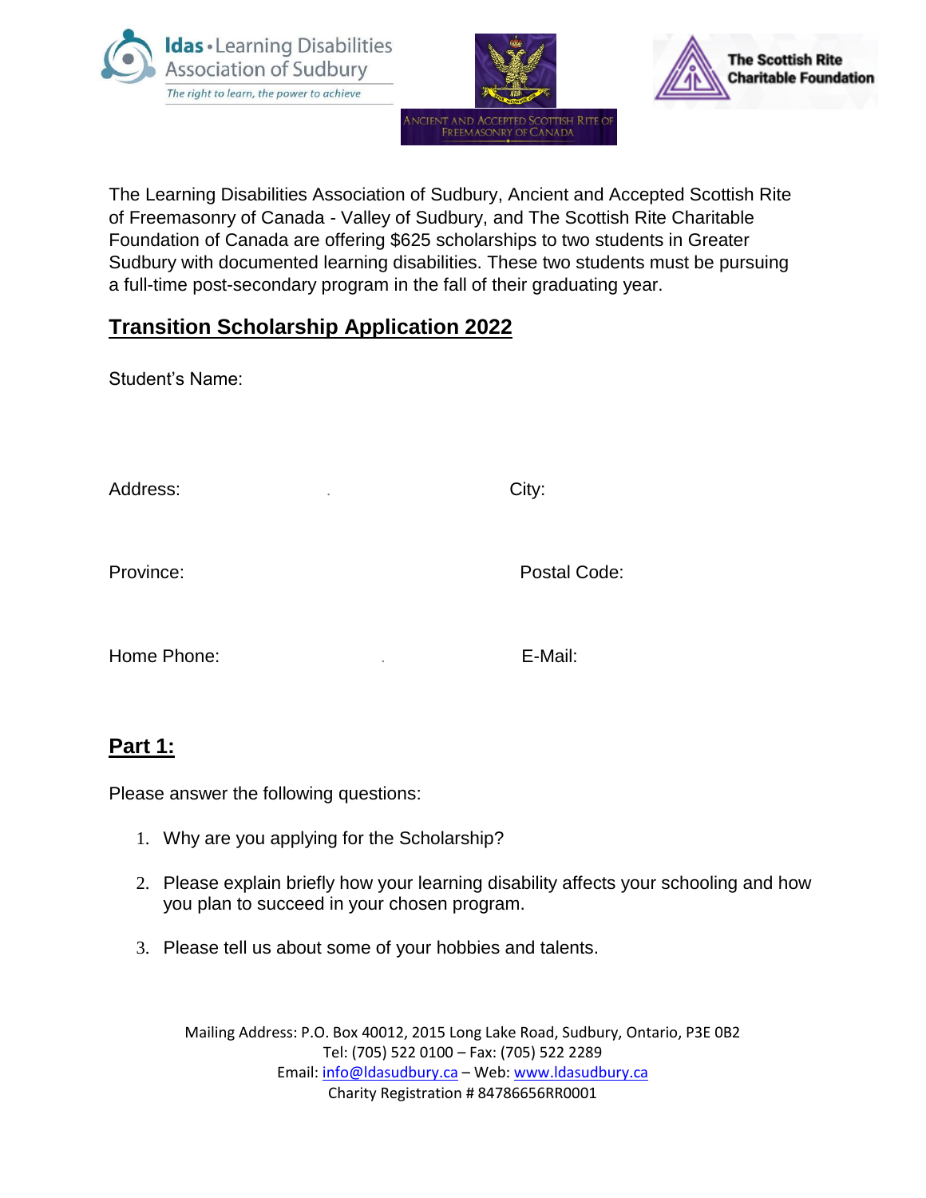ldas • Learning Disabilities Association of Sudbury
*The right to learn, the power to achieve*

Ancient and Accepted Scottish Rite of Freemasonry of Canada

The Scottish Rite Charitable Foundation

The Learning Disabilities Association of Sudbury, Ancient and Accepted Scottish Rite of Freemasonry of Canada - Valley of Sudbury, and The Scottish Rite Charitable Foundation of Canada are offering $625 scholarships to two students in Greater Sudbury with documented learning disabilities. These two students must be pursuing a full-time post-secondary program in the fall of their graduating year.

## **<u>Transition Scholarship Application 2022</u>**

Student's Name:

Address: City:

Province: Postal Code:

Home Phone: E-Mail:

## **<u>Part 1:</u>**

Please answer the following questions:

1. Why are you applying for the Scholarship?
2. Please explain briefly how your learning disability affects your schooling and how you plan to succeed in your chosen program.
3. Please tell us about some of your hobbies and talents.

Mailing Address: P.O. Box 40012, 2015 Long Lake Road, Sudbury, Ontario, P3E 0B2
Tel: (705) 522 0100 – Fax: (705) 522 2289
Email: info@ldasudbury.ca – Web: www.ldasudbury.ca
Charity Registration # 84786656RR0001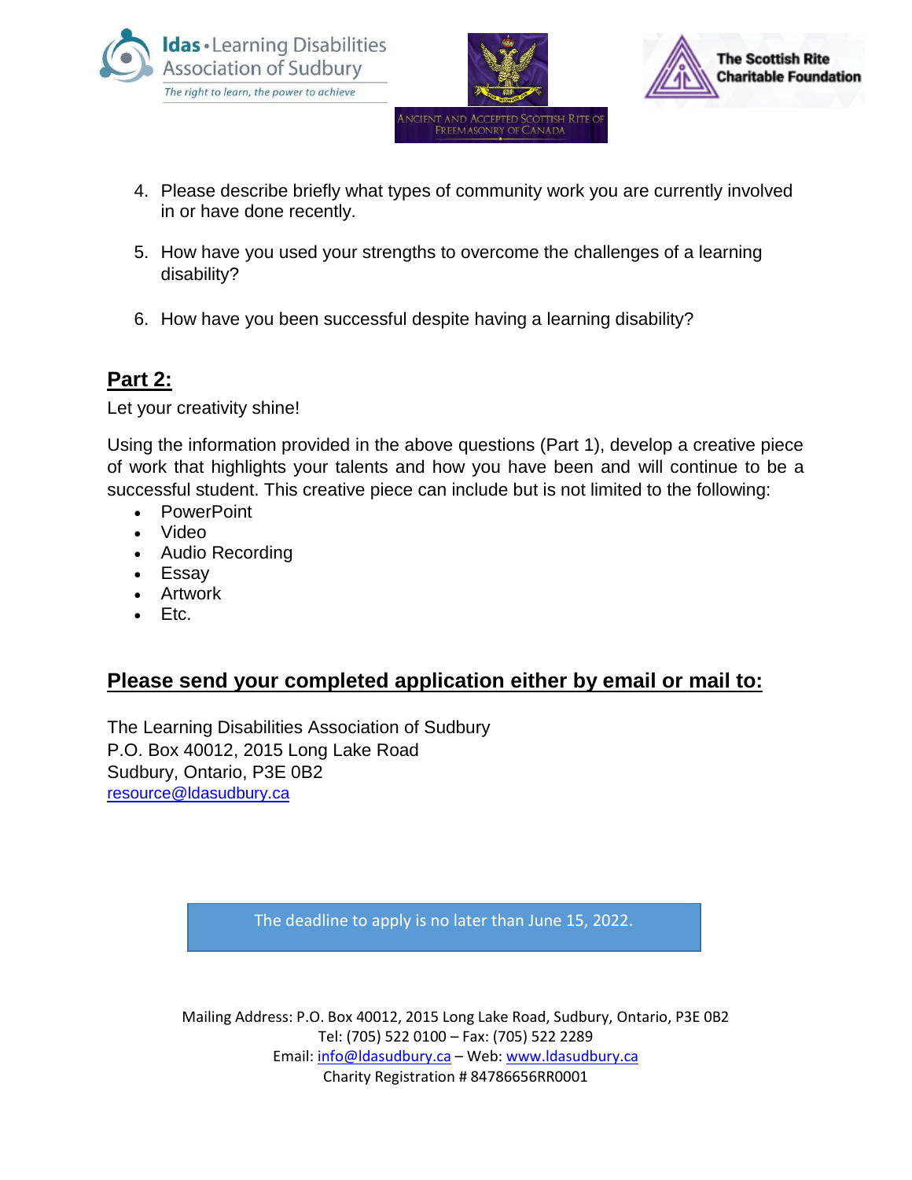4. Please describe briefly what types of community work you are currently involved in or have done recently.

5. How have you used your strengths to overcome the challenges of a learning disability?

6. How have you been successful despite having a learning disability?

## Part 2:

Let your creativity shine!

Using the information provided in the above questions (Part 1), develop a creative piece of work that highlights your talents and how you have been and will continue to be a successful student. This creative piece can include but is not limited to the following:

- PowerPoint
- Video
- Audio Recording
- Essay
- Artwork
- Etc.

## Please send your completed application either by email or mail to:

The Learning Disabilities Association of Sudbury
P.O. Box 40012, 2015 Long Lake Road
Sudbury, Ontario, P3E 0B2
resource@ldasudbury.ca

The deadline to apply is no later than June 15, 2022.

Mailing Address: P.O. Box 40012, 2015 Long Lake Road, Sudbury, Ontario, P3E 0B2
Tel: (705) 522 0100 – Fax: (705) 522 2289
Email: info@ldasudbury.ca – Web: www.ldasudbury.ca
Charity Registration # 84786656RR0001